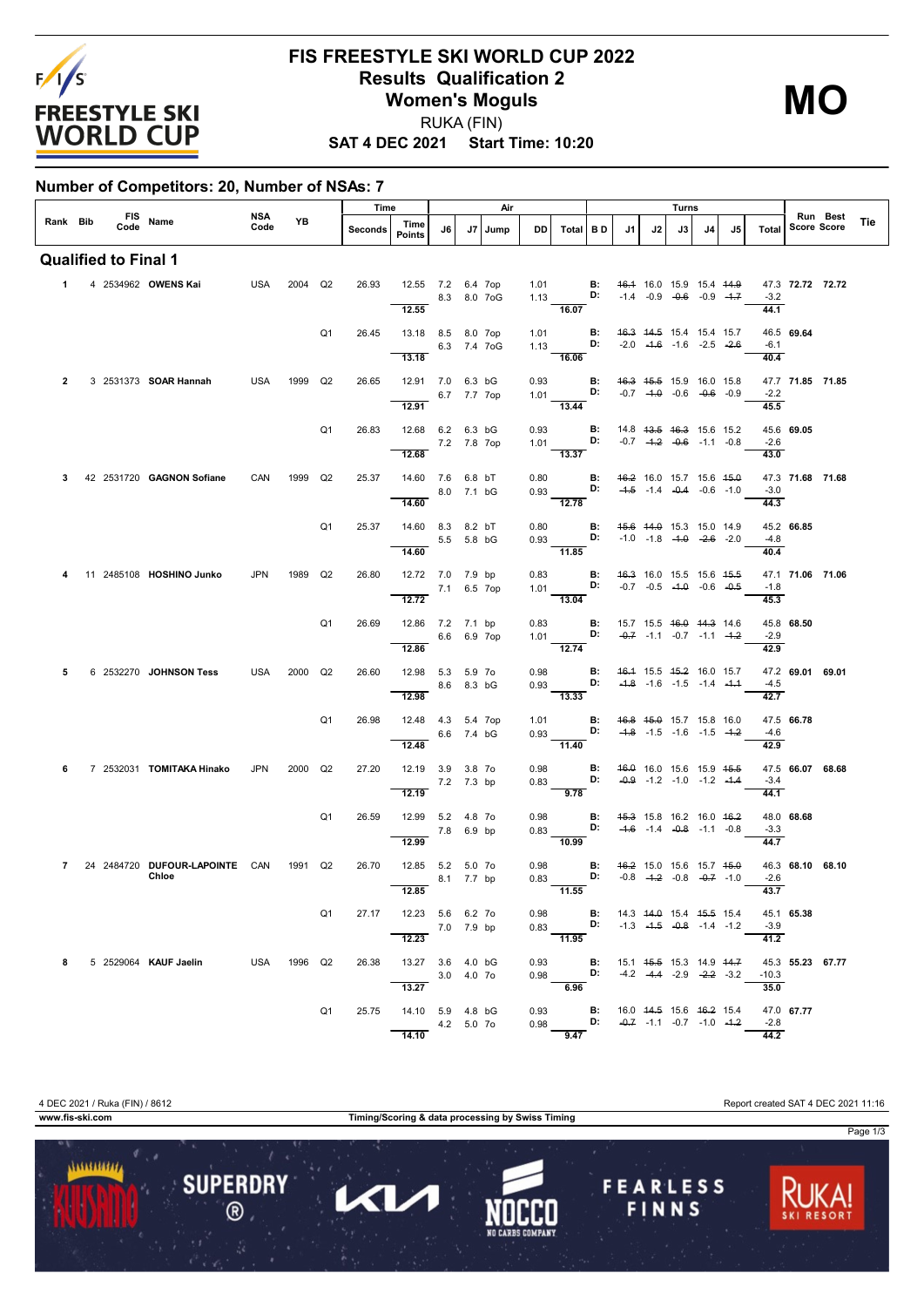# FIS FREESTYLE SKI WORLD CUP 2022

## Results Qualification 2

## Women's Moguls

RUKA (FIN)

**SAT 4 DEC 2021 Start Time: 10:20**

**MO**

### Number of Competitors: 20, Number of NSAs: 7

| Rank | Bib | FIS Code | Name | NSA Code | YB | Run | Time Seconds | Time Points | Air J6 | Air J7 | Jump | DD | Air Total | B D | J1 | J2 | J3 | J4 | J5 | Turns Total | Run Score | Best Score | Tie |
|---|---|---|---|---|---|---|---|---|---|---|---|---|---|---|---|---|---|---|---|---|---|---|---|
| **Qualified to Final 1** | | | | | | | | | | | | | | | | | | | | | | | |
| 1 | 4 | 2534962 | **OWENS Kai** | USA | 2004 | Q2 | 26.93 | 12.55 | 7.2 | 6.4 | 7op | 1.01 | | B: | ~~16.1~~ | 16.0 | 15.9 | 15.4 | ~~14.9~~ | 47.3 | **72.72** | **72.72** | |
| | | | | | | | | | 8.3 | 8.0 | 7oG | 1.13 | | D: | -1.4 | -0.9 | ~~-0.6~~ | -0.9 | ~~-1.7~~ | -3.2 | | | |
| | | | | | | | | 12.55 | | | | | 16.07 | | | | | | | 44.1 | | | |
| | | | | | | Q1 | 26.45 | 13.18 | 8.5 | 8.0 | 7op | 1.01 | | B: | ~~16.3~~ | ~~14.5~~ | 15.4 | 15.4 | 15.7 | 46.5 | **69.64** | | |
| | | | | | | | | | 6.3 | 7.4 | 7oG | 1.13 | | D: | -2.0 | ~~-1.6~~ | -1.6 | -2.5 | ~~-2.6~~ | -6.1 | | | |
| | | | | | | | | 13.18 | | | | | 16.06 | | | | | | | 40.4 | | | |
| 2 | 3 | 2531373 | **SOAR Hannah** | USA | 1999 | Q2 | 26.65 | 12.91 | 7.0 | 6.3 | bG | 0.93 | | B: | ~~16.3~~ | ~~15.5~~ | 15.9 | 16.0 | 15.8 | 47.7 | **71.85** | **71.85** | |
| | | | | | | | | | 6.7 | 7.7 | 7op | 1.01 | | D: | -0.7 | ~~-1.0~~ | -0.6 | ~~-0.6~~ | -0.9 | -2.2 | | | |
| | | | | | | | | 12.91 | | | | | 13.44 | | | | | | | 45.5 | | | |
| | | | | | | Q1 | 26.83 | 12.68 | 6.2 | 6.3 | bG | 0.93 | | B: | 14.8 | ~~13.5~~ | ~~16.3~~ | 15.6 | 15.2 | 45.6 | **69.05** | | |
| | | | | | | | | | 7.2 | 7.8 | 7op | 1.01 | | D: | -0.7 | ~~-1.2~~ | ~~-0.6~~ | -1.1 | -0.8 | -2.6 | | | |
| | | | | | | | | 12.68 | | | | | 13.37 | | | | | | | 43.0 | | | |
| 3 | 42 | 2531720 | **GAGNON Sofiane** | CAN | 1999 | Q2 | 25.37 | 14.60 | 7.6 | 6.8 | bT | 0.80 | | B: | ~~16.2~~ | 16.0 | 15.7 | 15.6 | ~~15.0~~ | 47.3 | **71.68** | **71.68** | |
| | | | | | | | | | 8.0 | 7.1 | bG | 0.93 | | D: | ~~-1.5~~ | -1.4 | ~~-0.4~~ | -0.6 | -1.0 | -3.0 | | | |
| | | | | | | | | 14.60 | | | | | 12.78 | | | | | | | 44.3 | | | |
| | | | | | | Q1 | 25.37 | 14.60 | 8.3 | 8.2 | bT | 0.80 | | B: | ~~15.6~~ | ~~14.0~~ | 15.3 | 15.0 | 14.9 | 45.2 | **66.85** | | |
| | | | | | | | | | 5.5 | 5.8 | bG | 0.93 | | D: | -1.0 | -1.8 | ~~-1.0~~ | ~~-2.6~~ | -2.0 | -4.8 | | | |
| | | | | | | | | 14.60 | | | | | 11.85 | | | | | | | 40.4 | | | |
| 4 | 11 | 2485108 | **HOSHINO Junko** | JPN | 1989 | Q2 | 26.80 | 12.72 | 7.0 | 7.9 | bp | 0.83 | | B: | ~~16.3~~ | 16.0 | 15.5 | 15.6 | ~~15.5~~ | 47.1 | **71.06** | **71.06** | |
| | | | | | | | | | 7.1 | 6.5 | 7op | 1.01 | | D: | -0.7 | -0.5 | ~~-1.0~~ | -0.6 | ~~-0.5~~ | -1.8 | | | |
| | | | | | | | | 12.72 | | | | | 13.04 | | | | | | | 45.3 | | | |
| | | | | | | Q1 | 26.69 | 12.86 | 7.2 | 7.1 | bp | 0.83 | | B: | 15.7 | 15.5 | ~~16.0~~ | ~~14.3~~ | 14.6 | 45.8 | **68.50** | | |
| | | | | | | | | | 6.6 | 6.9 | 7op | 1.01 | | D: | ~~-0.7~~ | -1.1 | -0.7 | -1.1 | ~~-1.2~~ | -2.9 | | | |
| | | | | | | | | 12.86 | | | | | 12.74 | | | | | | | 42.9 | | | |
| 5 | 6 | 2532270 | **JOHNSON Tess** | USA | 2000 | Q2 | 26.60 | 12.98 | 5.3 | 5.9 | 7o | 0.98 | | B: | ~~16.1~~ | 15.5 | ~~15.2~~ | 16.0 | 15.7 | 47.2 | **69.01** | **69.01** | |
| | | | | | | | | | 8.6 | 8.3 | bG | 0.93 | | D: | ~~-1.8~~ | -1.6 | -1.5 | -1.4 | ~~-1.1~~ | -4.5 | | | |
| | | | | | | | | 12.98 | | | | | 13.33 | | | | | | | 42.7 | | | |
| | | | | | | Q1 | 26.98 | 12.48 | 4.3 | 5.4 | 7op | 1.01 | | B: | ~~16.8~~ | ~~15.0~~ | 15.7 | 15.8 | 16.0 | 47.5 | **66.78** | | |
| | | | | | | | | | 6.6 | 7.4 | bG | 0.93 | | D: | ~~-1.8~~ | -1.5 | -1.6 | -1.5 | ~~-1.2~~ | -4.6 | | | |
| | | | | | | | | 12.48 | | | | | 11.40 | | | | | | | 42.9 | | | |
| 6 | 7 | 2532031 | **TOMITAKA Hinako** | JPN | 2000 | Q2 | 27.20 | 12.19 | 3.9 | 3.8 | 7o | 0.98 | | B: | ~~16.0~~ | 16.0 | 15.6 | 15.9 | ~~15.5~~ | 47.5 | **66.07** | **68.68** | |
| | | | | | | | | | 7.2 | 7.3 | bp | 0.83 | | D: | ~~-0.9~~ | -1.2 | -1.0 | -1.2 | ~~-1.4~~ | -3.4 | | | |
| | | | | | | | | 12.19 | | | | | 9.78 | | | | | | | 44.1 | | | |
| | | | | | | Q1 | 26.59 | 12.99 | 5.2 | 4.8 | 7o | 0.98 | | B: | ~~15.3~~ | 15.8 | 16.2 | 16.0 | ~~16.2~~ | 48.0 | **68.68** | | |
| | | | | | | | | | 7.8 | 6.9 | bp | 0.83 | | D: | ~~-1.6~~ | -1.4 | ~~-0.8~~ | -1.1 | -0.8 | -3.3 | | | |
| | | | | | | | | 12.99 | | | | | 10.99 | | | | | | | 44.7 | | | |
| 7 | 24 | 2484720 | **DUFOUR-LAPOINTE Chloe** | CAN | 1991 | Q2 | 26.70 | 12.85 | 5.2 | 5.0 | 7o | 0.98 | | B: | ~~16.2~~ | 15.0 | 15.6 | 15.7 | ~~15.0~~ | 46.3 | **68.10** | **68.10** | |
| | | | | | | | | | 8.1 | 7.7 | bp | 0.83 | | D: | -0.8 | ~~-1.2~~ | -0.8 | ~~-0.7~~ | -1.0 | -2.6 | | | |
| | | | | | | | | 12.85 | | | | | 11.55 | | | | | | | 43.7 | | | |
| | | | | | | Q1 | 27.17 | 12.23 | 5.6 | 6.2 | 7o | 0.98 | | B: | 14.3 | ~~14.0~~ | 15.4 | ~~15.5~~ | 15.4 | 45.1 | **65.38** | | |
| | | | | | | | | | 7.0 | 7.9 | bp | 0.83 | | D: | -1.3 | ~~-1.5~~ | ~~-0.8~~ | -1.4 | -1.2 | -3.9 | | | |
| | | | | | | | | 12.23 | | | | | 11.95 | | | | | | | 41.2 | | | |
| 8 | 5 | 2529064 | **KAUF Jaelin** | USA | 1996 | Q2 | 26.38 | 13.27 | 3.6 | 4.0 | bG | 0.93 | | B: | 15.1 | ~~15.5~~ | 15.3 | 14.9 | ~~14.7~~ | 45.3 | **55.23** | **67.77** | |
| | | | | | | | | | 3.0 | 4.0 | 7o | 0.98 | | D: | -4.2 | ~~-4.4~~ | -2.9 | ~~-2.2~~ | -3.2 | -10.3 | | | |
| | | | | | | | | 13.27 | | | | | 6.96 | | | | | | | 35.0 | | | |
| | | | | | | Q1 | 25.75 | 14.10 | 5.9 | 4.8 | bG | 0.93 | | B: | 16.0 | ~~14.5~~ | 15.6 | ~~16.2~~ | 15.4 | 47.0 | **67.77** | | |
| | | | | | | | | | 4.2 | 5.0 | 7o | 0.98 | | D: | ~~-0.7~~ | -1.1 | -0.7 | -1.0 | ~~-1.2~~ | -2.8 | | | |
| | | | | | | | | 14.10 | | | | | 9.47 | | | | | | | 44.2 | | | |

4 DEC 2021 / Ruka (FIN) / 8612 — Report created SAT 4 DEC 2021 11:16

www.fis-ski.com — Timing/Scoring & data processing by Swiss Timing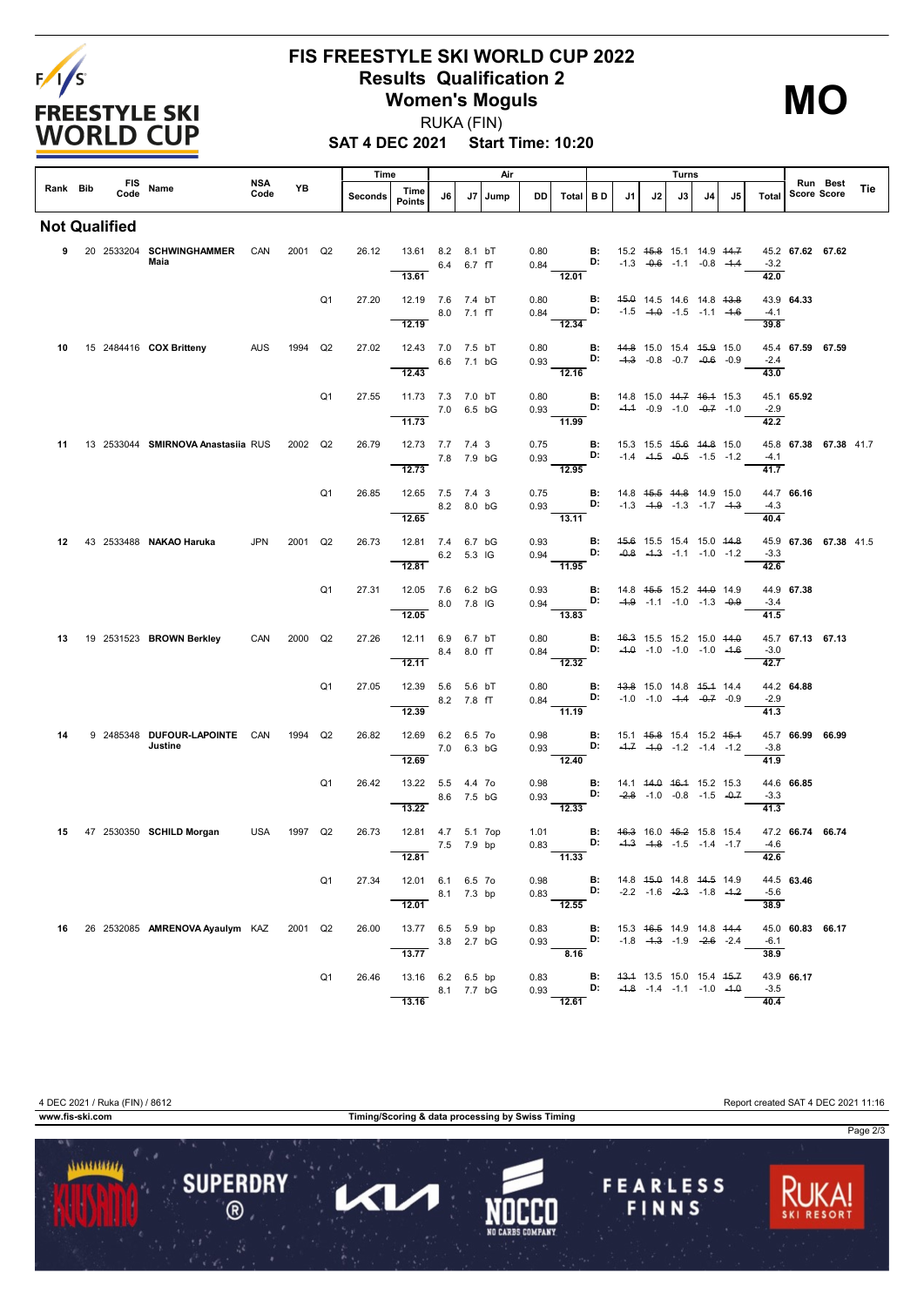# FIS FREESTYLE SKI WORLD CUP 2022

## Results Qualification 2

## Women's Moguls

RUKA (FIN)

**SAT 4 DEC 2021 Start Time: 10:20**

**MO**

| Rank | Bib | FIS Code | Name | NSA Code | YB | | Time Seconds | Time Points | Air J6 | Air J7 | Jump | DD | Air Total | B D | Turns J1 | Turns J2 | Turns J3 | Turns J4 | Turns J5 | Turns Total | Run Score | Best Score | Tie |
|---|---|---|---|---|---|---|---|---|---|---|---|---|---|---|---|---|---|---|---|---|---|---|---|
| **Not Qualified** | | | | | | | | | | | | | | | | | | | | | | | |
| 9 | 20 | 2533204 | **SCHWINGHAMMER** Maia | CAN | 2001 | Q2 | 26.12 | 13.61 | 8.2 | 8.1 | bT | 0.80 | | B: | 15.2 | ~~15.8~~ | 15.1 | 14.9 | ~~14.7~~ | 45.2 | **67.62** | **67.62** | |
| | | | | | | | | | 6.4 | 6.7 | fT | 0.84 | | D: | -1.3 | ~~-0.6~~ | -1.1 | -0.8 | ~~-1.4~~ | -3.2 | | | |
| | | | | | | | | 13.61 | | | | | 12.01 | | | | | | | 42.0 | | | |
| | | | | | | Q1 | 27.20 | 12.19 | 7.6 | 7.4 | bT | 0.80 | | B: | ~~15.0~~ | 14.5 | 14.6 | 14.8 | ~~13.8~~ | 43.9 | **64.33** | | |
| | | | | | | | | | 8.0 | 7.1 | fT | 0.84 | | D: | -1.5 | ~~-1.0~~ | -1.5 | -1.1 | ~~-1.6~~ | -4.1 | | | |
| | | | | | | | | 12.19 | | | | | 12.34 | | | | | | | 39.8 | | | |
| 10 | 15 | 2484416 | **COX** Britteny | AUS | 1994 | Q2 | 27.02 | 12.43 | 7.0 | 7.5 | bT | 0.80 | | B: | ~~14.8~~ | 15.0 | 15.4 | ~~15.9~~ | 15.0 | 45.4 | **67.59** | **67.59** | |
| | | | | | | | | | 6.6 | 7.1 | bG | 0.93 | | D: | ~~-1.3~~ | -0.8 | -0.7 | ~~-0.6~~ | -0.9 | -2.4 | | | |
| | | | | | | | | 12.43 | | | | | 12.16 | | | | | | | 43.0 | | | |
| | | | | | | Q1 | 27.55 | 11.73 | 7.3 | 7.0 | bT | 0.80 | | B: | 14.8 | 15.0 | ~~14.7~~ | ~~16.1~~ | 15.3 | 45.1 | **65.92** | | |
| | | | | | | | | | 7.0 | 6.5 | bG | 0.93 | | D: | ~~-1.1~~ | -0.9 | -1.0 | ~~-0.7~~ | -1.0 | -2.9 | | | |
| | | | | | | | | 11.73 | | | | | 11.99 | | | | | | | 42.2 | | | |
| 11 | 13 | 2533044 | **SMIRNOVA** Anastasiia | RUS | 2002 | Q2 | 26.79 | 12.73 | 7.7 | 7.4 | 3 | 0.75 | | B: | 15.3 | 15.5 | ~~15.6~~ | ~~14.8~~ | 15.0 | 45.8 | **67.38** | **67.38** | 41.7 |
| | | | | | | | | | 7.8 | 7.9 | bG | 0.93 | | D: | -1.4 | ~~-1.5~~ | ~~-0.5~~ | -1.5 | -1.2 | -4.1 | | | |
| | | | | | | | | 12.73 | | | | | 12.95 | | | | | | | 41.7 | | | |
| | | | | | | Q1 | 26.85 | 12.65 | 7.5 | 7.4 | 3 | 0.75 | | B: | 14.8 | ~~15.5~~ | ~~14.8~~ | 14.9 | 15.0 | 44.7 | **66.16** | | |
| | | | | | | | | | 8.2 | 8.0 | bG | 0.93 | | D: | -1.3 | ~~-1.9~~ | -1.3 | -1.7 | ~~-1.3~~ | -4.3 | | | |
| | | | | | | | | 12.65 | | | | | 13.11 | | | | | | | 40.4 | | | |
| 12 | 43 | 2533488 | **NAKAO** Haruka | JPN | 2001 | Q2 | 26.73 | 12.81 | 7.4 | 6.7 | bG | 0.93 | | B: | ~~15.6~~ | 15.5 | 15.4 | 15.0 | ~~14.8~~ | 45.9 | **67.36** | **67.38** | 41.5 |
| | | | | | | | | | 6.2 | 5.3 | lG | 0.94 | | D: | ~~-0.8~~ | ~~-1.3~~ | -1.1 | -1.0 | -1.2 | -3.3 | | | |
| | | | | | | | | 12.81 | | | | | 11.95 | | | | | | | 42.6 | | | |
| | | | | | | Q1 | 27.31 | 12.05 | 7.6 | 6.2 | bG | 0.93 | | B: | 14.8 | ~~15.5~~ | 15.2 | ~~14.0~~ | 14.9 | 44.9 | **67.38** | | |
| | | | | | | | | | 8.0 | 7.8 | lG | 0.94 | | D: | ~~-1.9~~ | -1.1 | -1.0 | -1.3 | ~~-0.9~~ | -3.4 | | | |
| | | | | | | | | 12.05 | | | | | 13.83 | | | | | | | 41.5 | | | |
| 13 | 19 | 2531523 | **BROWN** Berkley | CAN | 2000 | Q2 | 27.26 | 12.11 | 6.9 | 6.7 | bT | 0.80 | | B: | ~~16.3~~ | 15.5 | 15.2 | 15.0 | ~~14.0~~ | 45.7 | **67.13** | **67.13** | |
| | | | | | | | | | 8.4 | 8.0 | fT | 0.84 | | D: | ~~-1.0~~ | -1.0 | -1.0 | -1.0 | ~~-1.6~~ | -3.0 | | | |
| | | | | | | | | 12.11 | | | | | 12.32 | | | | | | | 42.7 | | | |
| | | | | | | Q1 | 27.05 | 12.39 | 5.6 | 5.6 | bT | 0.80 | | B: | ~~13.8~~ | 15.0 | 14.8 | ~~15.1~~ | 14.4 | 44.2 | **64.88** | | |
| | | | | | | | | | 8.2 | 7.8 | fT | 0.84 | | D: | -1.0 | -1.0 | ~~-1.4~~ | ~~-0.7~~ | -0.9 | -2.9 | | | |
| | | | | | | | | 12.39 | | | | | 11.19 | | | | | | | 41.3 | | | |
| 14 | 9 | 2485348 | **DUFOUR-LAPOINTE** Justine | CAN | 1994 | Q2 | 26.82 | 12.69 | 6.2 | 6.5 | 7o | 0.98 | | B: | 15.1 | ~~15.8~~ | 15.4 | 15.2 | ~~15.1~~ | 45.7 | **66.99** | **66.99** | |
| | | | | | | | | | 7.0 | 6.3 | bG | 0.93 | | D: | ~~-1.7~~ | ~~-1.0~~ | -1.2 | -1.4 | -1.2 | -3.8 | | | |
| | | | | | | | | 12.69 | | | | | 12.40 | | | | | | | 41.9 | | | |
| | | | | | | Q1 | 26.42 | 13.22 | 5.5 | 4.4 | 7o | 0.98 | | B: | 14.1 | ~~14.0~~ | ~~16.1~~ | 15.2 | 15.3 | 44.6 | **66.85** | | |
| | | | | | | | | | 8.6 | 7.5 | bG | 0.93 | | D: | ~~-2.8~~ | -1.0 | -0.8 | -1.5 | ~~-0.7~~ | -3.3 | | | |
| | | | | | | | | 13.22 | | | | | 12.33 | | | | | | | 41.3 | | | |
| 15 | 47 | 2530350 | **SCHILD** Morgan | USA | 1997 | Q2 | 26.73 | 12.81 | 4.7 | 5.1 | 7op | 1.01 | | B: | ~~16.3~~ | 16.0 | ~~15.2~~ | 15.8 | 15.4 | 47.2 | **66.74** | **66.74** | |
| | | | | | | | | | 7.5 | 7.9 | bp | 0.83 | | D: | ~~-1.3~~ | ~~-1.8~~ | -1.5 | -1.4 | -1.7 | -4.6 | | | |
| | | | | | | | | 12.81 | | | | | 11.33 | | | | | | | 42.6 | | | |
| | | | | | | Q1 | 27.34 | 12.01 | 6.1 | 6.5 | 7o | 0.98 | | B: | 14.8 | ~~15.0~~ | 14.8 | ~~14.5~~ | 14.9 | 44.5 | **63.46** | | |
| | | | | | | | | | 8.1 | 7.3 | bp | 0.83 | | D: | -2.2 | -1.6 | ~~-2.3~~ | -1.8 | ~~-1.2~~ | -5.6 | | | |
| | | | | | | | | 12.01 | | | | | 12.55 | | | | | | | 38.9 | | | |
| 16 | 26 | 2532085 | **AMRENOVA** Ayaulym | KAZ | 2001 | Q2 | 26.00 | 13.77 | 6.5 | 5.9 | bp | 0.83 | | B: | 15.3 | ~~16.5~~ | 14.9 | 14.8 | ~~14.4~~ | 45.0 | **60.83** | **66.17** | |
| | | | | | | | | | 3.8 | 2.7 | bG | 0.93 | | D: | -1.8 | ~~-1.3~~ | -1.9 | ~~-2.6~~ | -2.4 | -6.1 | | | |
| | | | | | | | | 13.77 | | | | | 8.16 | | | | | | | 38.9 | | | |
| | | | | | | Q1 | 26.46 | 13.16 | 6.2 | 6.5 | bp | 0.83 | | B: | ~~13.1~~ | 13.5 | 15.0 | 15.4 | ~~15.7~~ | 43.9 | **66.17** | | |
| | | | | | | | | | 8.1 | 7.7 | bG | 0.93 | | D: | ~~-1.8~~ | -1.4 | -1.1 | -1.0 | ~~-1.0~~ | -3.5 | | | |
| | | | | | | | | 13.16 | | | | | 12.61 | | | | | | | 40.4 | | | |

4 DEC 2021 / Ruka (FIN) / 8612

Report created SAT 4 DEC 2021 11:16

www.fis-ski.com

Timing/Scoring & data processing by Swiss Timing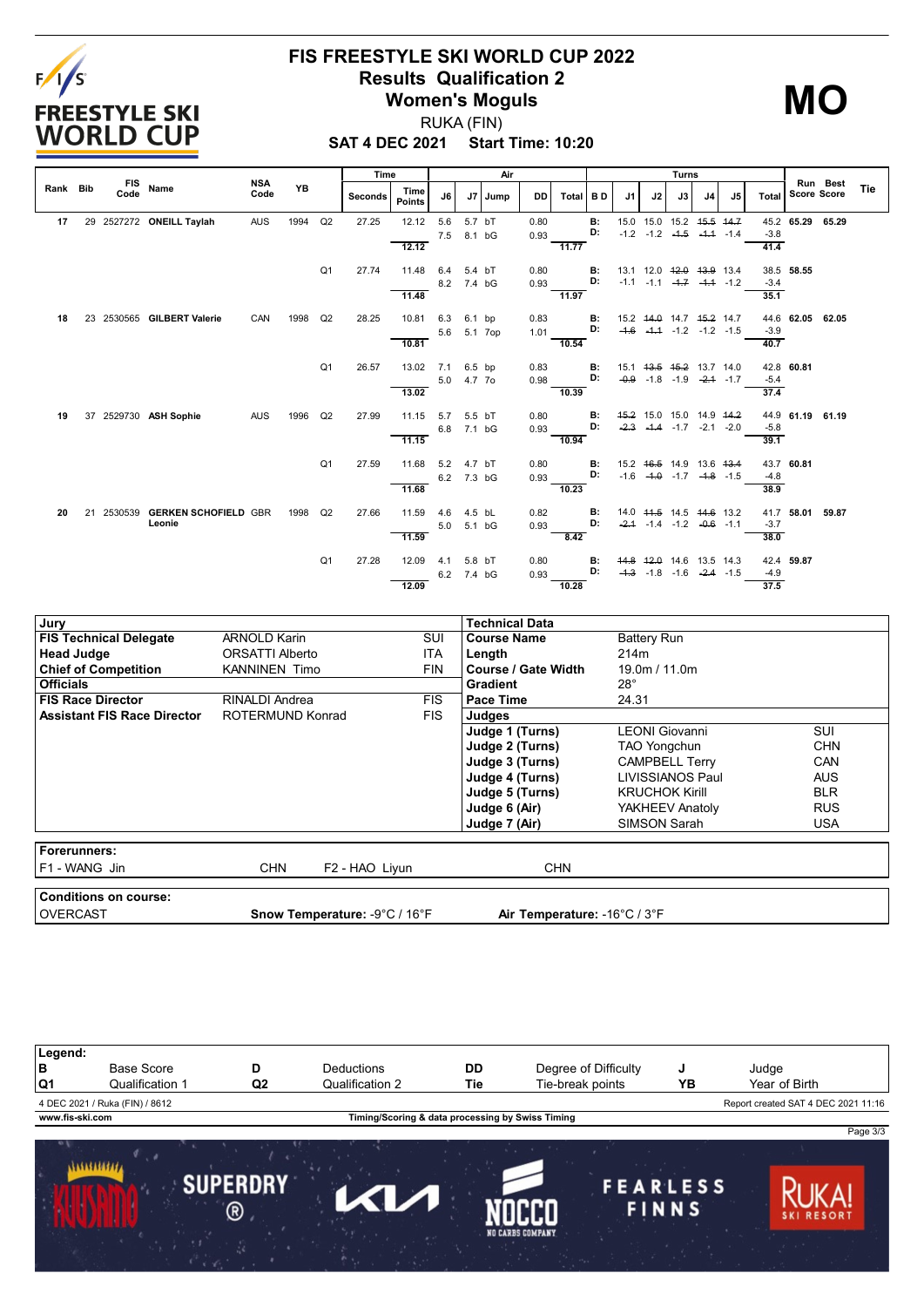# FIS FREESTYLE SKI WORLD CUP 2022

## Results Qualification 2

## Women's Moguls

RUKA (FIN)

**SAT 4 DEC 2021 Start Time: 10:20**

**MO**

| Rank | Bib | FIS Code | Name | NSA Code | YB | | Time Seconds | Time Points | Air J6 | Air J7 | Jump | DD | Air Total | B D | Turns J1 | J2 | J3 | J4 | J5 | Turns Total | Run Score | Best Score | Tie |
|---|---|---|---|---|---|---|---|---|---|---|---|---|---|---|---|---|---|---|---|---|---|---|---|
| 17 | 29 | 2527272 | ONEILL Taylah | AUS | 1994 | Q2 | 27.25 | 12.12 | 5.6 / 7.5 | 5.7 / 8.1 | bT / bG | 0.80 / 0.93 | 11.77 | B: / D: | 15.0 / -1.2 | 15.0 / -1.2 | 15.2 / -1.5 | 15.5 / -1.1 | 14.7 / -1.4 | 45.2 / -3.8 / 41.4 | 65.29 | 65.29 | |
| | | | | | | Q1 | 27.74 | 11.48 | 6.4 / 8.2 | 5.4 / 7.4 | bT / bG | 0.80 / 0.93 | 11.97 | B: / D: | 13.1 / -1.1 | 12.0 / -1.1 | 12.0 / -1.7 | 13.9 / -1.1 | 13.4 / -1.2 | 38.5 / -3.4 / 35.1 | 58.55 | | |
| 18 | 23 | 2530565 | GILBERT Valerie | CAN | 1998 | Q2 | 28.25 | 10.81 | 6.3 / 5.6 | 6.1 / 5.1 | bp / 7op | 0.83 / 1.01 | 10.54 | B: / D: | 15.2 / -1.6 | 14.0 / -1.1 | 14.7 / -1.2 | 15.2 / -1.2 | 14.7 / -1.5 | 44.6 / -3.9 / 40.7 | 62.05 | 62.05 | |
| | | | | | | Q1 | 26.57 | 13.02 | 7.1 / 5.0 | 6.5 / 4.7 | bp / 7o | 0.83 / 0.98 | 10.39 | B: / D: | 15.1 / -0.9 | 13.5 / -1.8 | 15.2 / -1.9 | 13.7 / -2.1 | 14.0 / -1.7 | 42.8 / -5.4 / 37.4 | 60.81 | | |
| 19 | 37 | 2529730 | ASH Sophie | AUS | 1996 | Q2 | 27.99 | 11.15 | 5.7 / 6.8 | 5.5 / 7.1 | bT / bG | 0.80 / 0.93 | 10.94 | B: / D: | 15.2 / -2.3 | 15.0 / -1.4 | 15.0 / -1.7 | 14.9 / -2.1 | 14.2 / -2.0 | 44.9 / -5.8 / 39.1 | 61.19 | 61.19 | |
| | | | | | | Q1 | 27.59 | 11.68 | 5.2 / 6.2 | 4.7 / 7.3 | bT / bG | 0.80 / 0.93 | 10.23 | B: / D: | 15.2 / -1.6 | 16.5 / -1.0 | 14.9 / -1.7 | 13.6 / -1.8 | 13.4 / -1.5 | 43.7 / -4.8 / 38.9 | 60.81 | | |
| 20 | 21 | 2530539 | GERKEN SCHOFIELD Leonie | GBR | 1998 | Q2 | 27.66 | 11.59 | 4.6 / 5.0 | 4.5 / 5.1 | bL / bG | 0.82 / 0.93 | 8.42 | B: / D: | 14.0 / -2.1 | 11.5 / -1.4 | 14.5 / -1.2 | 14.6 / -0.6 | 13.2 / -1.1 | 41.7 / -3.7 / 38.0 | 58.01 | 59.87 | |
| | | | | | | Q1 | 27.28 | 12.09 | 4.1 / 6.2 | 5.8 / 7.4 | bT / bG | 0.80 / 0.93 | 10.28 | B: / D: | 14.8 / -1.3 | 12.0 / -1.8 | 14.6 / -1.6 | 13.5 / -2.1 | 14.3 / -1.5 | 42.4 / -4.9 / 37.5 | 59.87 | | |

| Jury | | |
|---|---|---|
| FIS Technical Delegate | ARNOLD Karin | SUI |
| Head Judge | ORSATTI Alberto | ITA |
| Chief of Competition | KANNINEN Timo | FIN |
| **Officials** | | |
| FIS Race Director | RINALDI Andrea | FIS |
| Assistant FIS Race Director | ROTERMUND Konrad | FIS |

| Technical Data | | |
|---|---|---|
| Course Name | Battery Run | |
| Length | 214m | |
| Course / Gate Width | 19.0m / 11.0m | |
| Gradient | 28° | |
| Pace Time | 24.31 | |
| **Judges** | | |
| Judge 1 (Turns) | LEONI Giovanni | SUI |
| Judge 2 (Turns) | TAO Yongchun | CHN |
| Judge 3 (Turns) | CAMPBELL Terry | CAN |
| Judge 4 (Turns) | LIVISSIANOS Paul | AUS |
| Judge 5 (Turns) | KRUCHOK Kirill | BLR |
| Judge 6 (Air) | YAKHEEV Anatoly | RUS |
| Judge 7 (Air) | SIMSON Sarah | USA |

**Forerunners:**
F1 - WANG Jin CHN F2 - HAO Liyun CHN

**Conditions on course:**
OVERCAST **Snow Temperature: -9°C / 16°F** **Air Temperature: -16°C / 3°F**

| Legend: | | | | | | | |
|---|---|---|---|---|---|---|---|
| B | Base Score | D | Deductions | DD | Degree of Difficulty | J | Judge |
| Q1 | Qualification 1 | Q2 | Qualification 2 | Tie | Tie-break points | YB | Year of Birth |

4 DEC 2021 / Ruka (FIN) / 8612 — Report created SAT 4 DEC 2021 11:16

www.fis-ski.com — Timing/Scoring & data processing by Swiss Timing